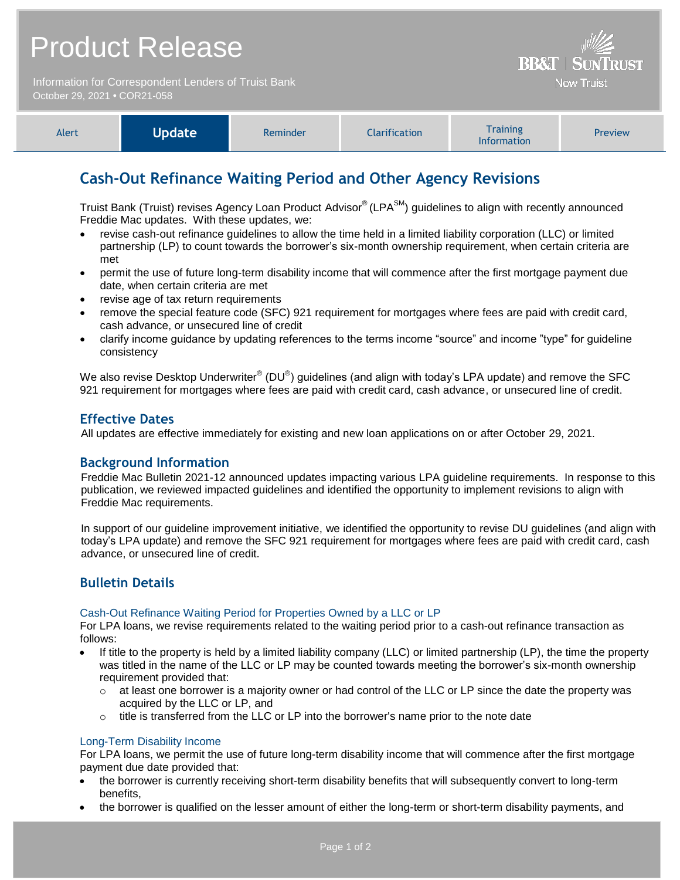# Product Release

Information for Correspondent Lenders of Truist Bank
October 29, 2021 • COR21-058

BB&T | SunTrust
Now Truist

| Alert | **Update** | Reminder | Clarification | Training Information | Preview |
|---|---|---|---|---|---|

## Cash-Out Refinance Waiting Period and Other Agency Revisions

Truist Bank (Truist) revises Agency Loan Product Advisor® (LPA℠) guidelines to align with recently announced Freddie Mac updates. With these updates, we:

- revise cash-out refinance guidelines to allow the time held in a limited liability corporation (LLC) or limited partnership (LP) to count towards the borrower's six-month ownership requirement, when certain criteria are met
- permit the use of future long-term disability income that will commence after the first mortgage payment due date, when certain criteria are met
- revise age of tax return requirements
- remove the special feature code (SFC) 921 requirement for mortgages where fees are paid with credit card, cash advance, or unsecured line of credit
- clarify income guidance by updating references to the terms income "source" and income "type" for guideline consistency

We also revise Desktop Underwriter® (DU®) guidelines (and align with today's LPA update) and remove the SFC 921 requirement for mortgages where fees are paid with credit card, cash advance, or unsecured line of credit.

### Effective Dates

All updates are effective immediately for existing and new loan applications on or after October 29, 2021.

### Background Information

Freddie Mac Bulletin 2021-12 announced updates impacting various LPA guideline requirements. In response to this publication, we reviewed impacted guidelines and identified the opportunity to implement revisions to align with Freddie Mac requirements.

In support of our guideline improvement initiative, we identified the opportunity to revise DU guidelines (and align with today's LPA update) and remove the SFC 921 requirement for mortgages where fees are paid with credit card, cash advance, or unsecured line of credit.

### Bulletin Details

#### Cash-Out Refinance Waiting Period for Properties Owned by a LLC or LP

For LPA loans, we revise requirements related to the waiting period prior to a cash-out refinance transaction as follows:

- If title to the property is held by a limited liability company (LLC) or limited partnership (LP), the time the property was titled in the name of the LLC or LP may be counted towards meeting the borrower's six-month ownership requirement provided that:
  - at least one borrower is a majority owner or had control of the LLC or LP since the date the property was acquired by the LLC or LP, and
  - title is transferred from the LLC or LP into the borrower's name prior to the note date

#### Long-Term Disability Income

For LPA loans, we permit the use of future long-term disability income that will commence after the first mortgage payment due date provided that:

- the borrower is currently receiving short-term disability benefits that will subsequently convert to long-term benefits,
- the borrower is qualified on the lesser amount of either the long-term or short-term disability payments, and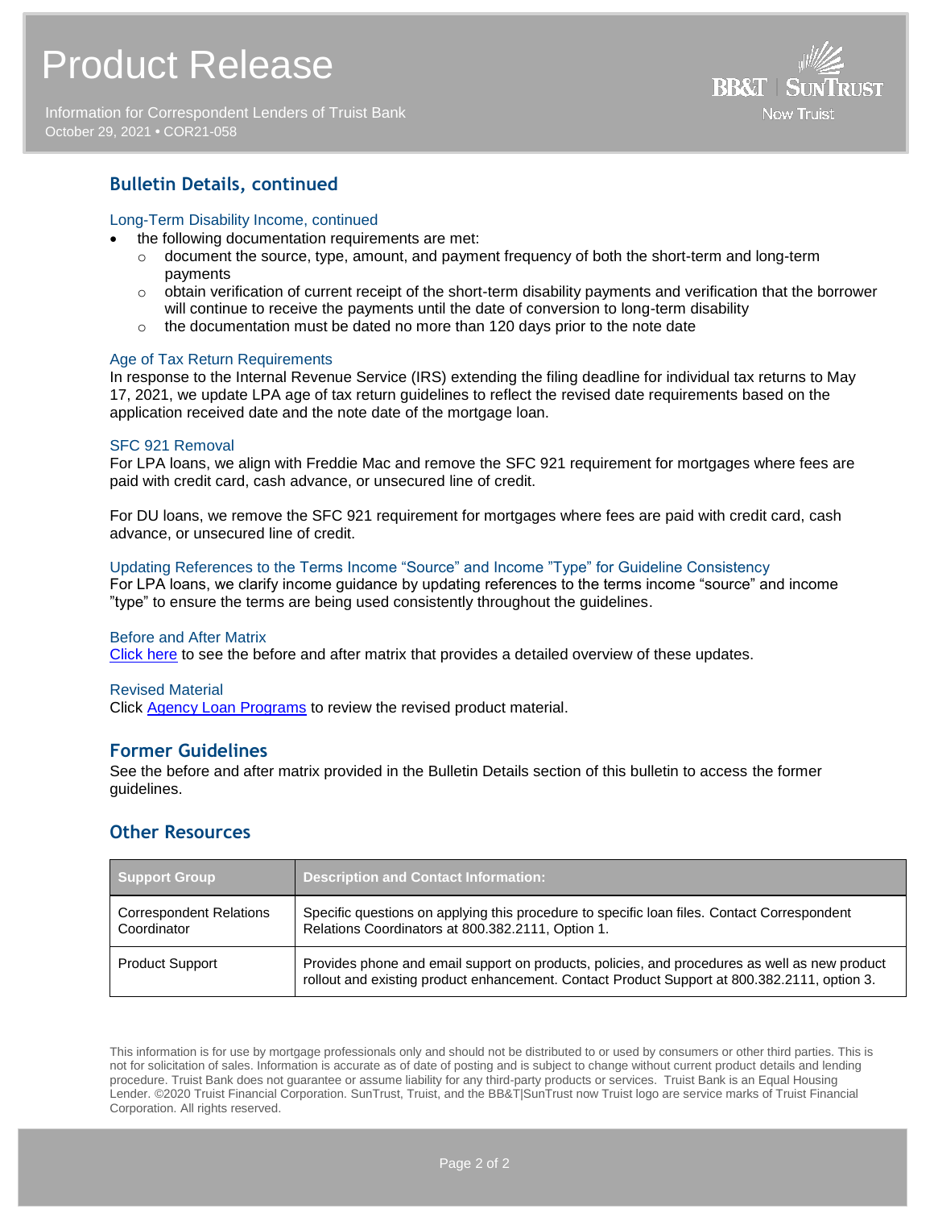# Product Release

Information for Correspondent Lenders of Truist Bank
October 29, 2021 • COR21-058

## Bulletin Details, continued

### Long-Term Disability Income, continued

- the following documentation requirements are met:
  - document the source, type, amount, and payment frequency of both the short-term and long-term payments
  - obtain verification of current receipt of the short-term disability payments and verification that the borrower will continue to receive the payments until the date of conversion to long-term disability
  - the documentation must be dated no more than 120 days prior to the note date

### Age of Tax Return Requirements

In response to the Internal Revenue Service (IRS) extending the filing deadline for individual tax returns to May 17, 2021, we update LPA age of tax return guidelines to reflect the revised date requirements based on the application received date and the note date of the mortgage loan.

### SFC 921 Removal

For LPA loans, we align with Freddie Mac and remove the SFC 921 requirement for mortgages where fees are paid with credit card, cash advance, or unsecured line of credit.

For DU loans, we remove the SFC 921 requirement for mortgages where fees are paid with credit card, cash advance, or unsecured line of credit.

### Updating References to the Terms Income "Source" and Income "Type" for Guideline Consistency

For LPA loans, we clarify income guidance by updating references to the terms income "source" and income "type" to ensure the terms are being used consistently throughout the guidelines.

### Before and After Matrix

Click here to see the before and after matrix that provides a detailed overview of these updates.

### Revised Material

Click Agency Loan Programs to review the revised product material.

## Former Guidelines

See the before and after matrix provided in the Bulletin Details section of this bulletin to access the former guidelines.

## Other Resources

| Support Group | Description and Contact Information: |
|---|---|
| Correspondent Relations Coordinator | Specific questions on applying this procedure to specific loan files. Contact Correspondent Relations Coordinators at 800.382.2111, Option 1. |
| Product Support | Provides phone and email support on products, policies, and procedures as well as new product rollout and existing product enhancement. Contact Product Support at 800.382.2111, option 3. |

This information is for use by mortgage professionals only and should not be distributed to or used by consumers or other third parties. This is not for solicitation of sales. Information is accurate as of date of posting and is subject to change without current product details and lending procedure. Truist Bank does not guarantee or assume liability for any third-party products or services. Truist Bank is an Equal Housing Lender. ©2020 Truist Financial Corporation. SunTrust, Truist, and the BB&T|SunTrust now Truist logo are service marks of Truist Financial Corporation. All rights reserved.